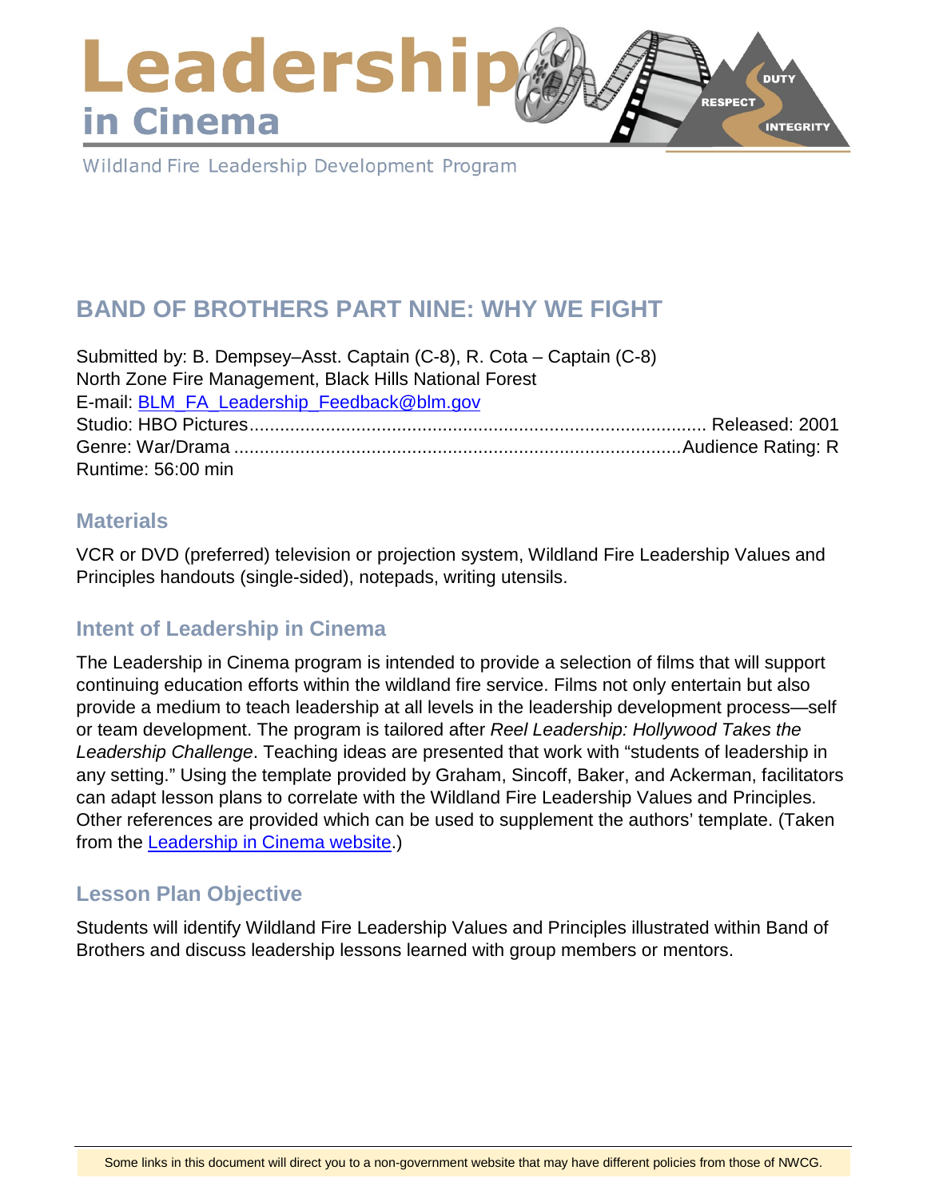# Leadership in Cinema

Wildland Fire Leadership Development Program

## BAND OF BROTHERS PART NINE: WHY WE FIGHT

Submitted by: B. Dempsey–Asst. Captain (C-8), R. Cota – Captain (C-8)
North Zone Fire Management, Black Hills National Forest
E-mail: [BLM_FA_Leadership_Feedback@blm.gov](mailto:BLM_FA_Leadership_Feedback@blm.gov)
Studio: HBO Pictures........................................................................................ Released: 2001
Genre: War/Drama ......................................................................................Audience Rating: R
Runtime: 56:00 min

### Materials

VCR or DVD (preferred) television or projection system, Wildland Fire Leadership Values and Principles handouts (single-sided), notepads, writing utensils.

### Intent of Leadership in Cinema

The Leadership in Cinema program is intended to provide a selection of films that will support continuing education efforts within the wildland fire service. Films not only entertain but also provide a medium to teach leadership at all levels in the leadership development process—self or team development. The program is tailored after *Reel Leadership: Hollywood Takes the Leadership Challenge*. Teaching ideas are presented that work with "students of leadership in any setting." Using the template provided by Graham, Sincoff, Baker, and Ackerman, facilitators can adapt lesson plans to correlate with the Wildland Fire Leadership Values and Principles. Other references are provided which can be used to supplement the authors' template. (Taken from the Leadership in Cinema website.)

### Lesson Plan Objective

Students will identify Wildland Fire Leadership Values and Principles illustrated within Band of Brothers and discuss leadership lessons learned with group members or mentors.

Some links in this document will direct you to a non-government website that may have different policies from those of NWCG.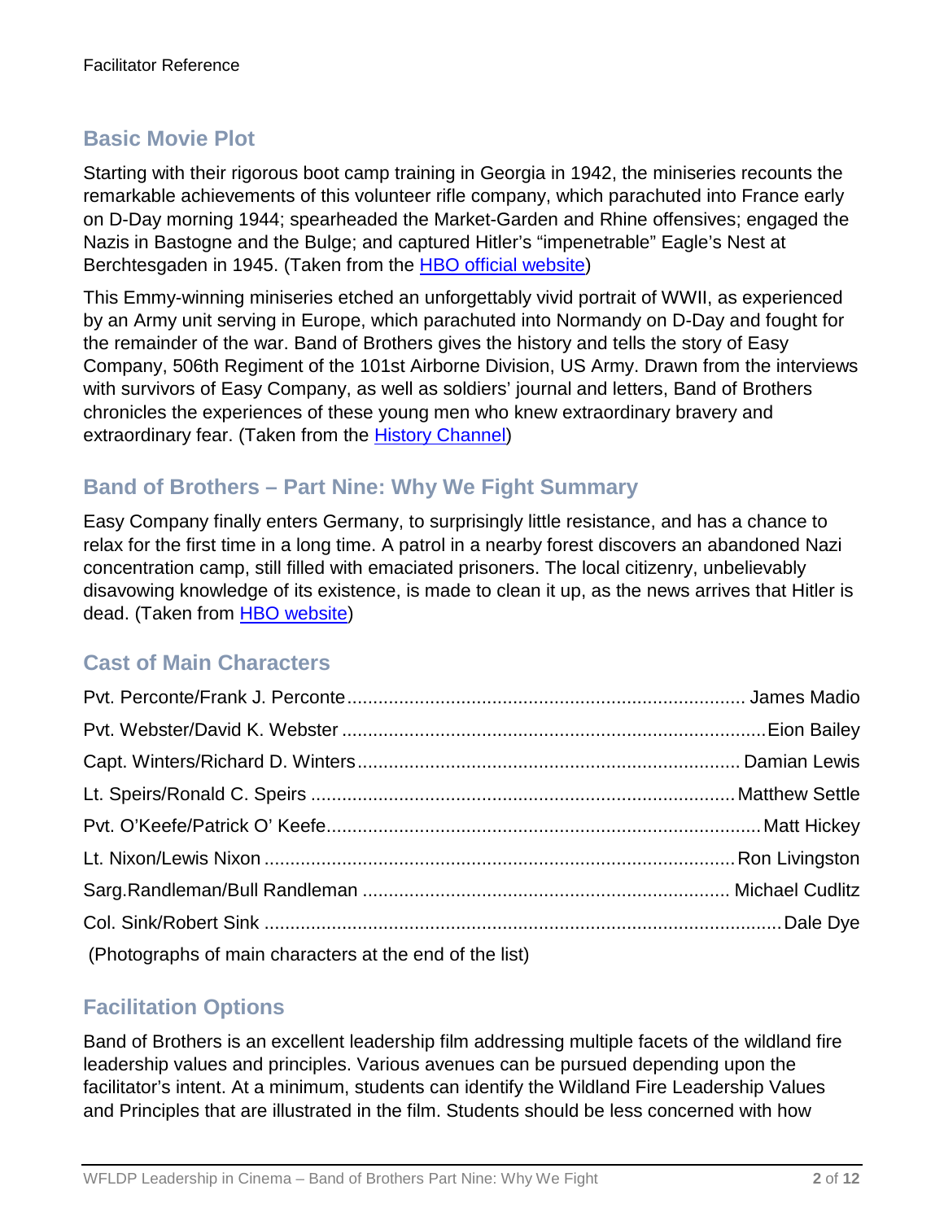## Basic Movie Plot

Starting with their rigorous boot camp training in Georgia in 1942, the miniseries recounts the remarkable achievements of this volunteer rifle company, which parachuted into France early on D-Day morning 1944; spearheaded the Market-Garden and Rhine offensives; engaged the Nazis in Bastogne and the Bulge; and captured Hitler's "impenetrable" Eagle's Nest at Berchtesgaden in 1945. (Taken from the [HBO official website](#))

This Emmy-winning miniseries etched an unforgettably vivid portrait of WWII, as experienced by an Army unit serving in Europe, which parachuted into Normandy on D-Day and fought for the remainder of the war. Band of Brothers gives the history and tells the story of Easy Company, 506th Regiment of the 101st Airborne Division, US Army. Drawn from the interviews with survivors of Easy Company, as well as soldiers' journal and letters, Band of Brothers chronicles the experiences of these young men who knew extraordinary bravery and extraordinary fear. (Taken from the [History Channel](#))

## Band of Brothers – Part Nine: Why We Fight Summary

Easy Company finally enters Germany, to surprisingly little resistance, and has a chance to relax for the first time in a long time. A patrol in a nearby forest discovers an abandoned Nazi concentration camp, still filled with emaciated prisoners. The local citizenry, unbelievably disavowing knowledge of its existence, is made to clean it up, as the news arrives that Hitler is dead. (Taken from [HBO website](#))

## Cast of Main Characters

Pvt. Perconte/Frank J. Perconte .......... James Madio
Pvt. Webster/David K. Webster .......... Eion Bailey
Capt. Winters/Richard D. Winters .......... Damian Lewis
Lt. Speirs/Ronald C. Speirs .......... Matthew Settle
Pvt. O'Keefe/Patrick O' Keefe .......... Matt Hickey
Lt. Nixon/Lewis Nixon .......... Ron Livingston
Sarg.Randleman/Bull Randleman .......... Michael Cudlitz
Col. Sink/Robert Sink .......... Dale Dye

(Photographs of main characters at the end of the list)

## Facilitation Options

Band of Brothers is an excellent leadership film addressing multiple facets of the wildland fire leadership values and principles. Various avenues can be pursued depending upon the facilitator's intent. At a minimum, students can identify the Wildland Fire Leadership Values and Principles that are illustrated in the film. Students should be less concerned with how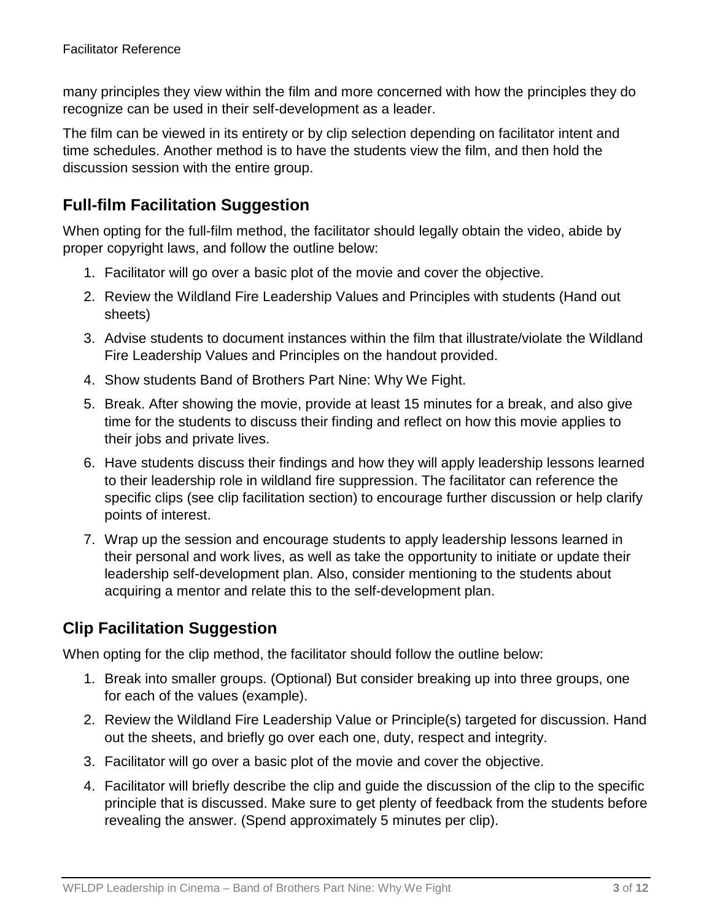many principles they view within the film and more concerned with how the principles they do recognize can be used in their self-development as a leader.

The film can be viewed in its entirety or by clip selection depending on facilitator intent and time schedules. Another method is to have the students view the film, and then hold the discussion session with the entire group.

## Full-film Facilitation Suggestion

When opting for the full-film method, the facilitator should legally obtain the video, abide by proper copyright laws, and follow the outline below:

1. Facilitator will go over a basic plot of the movie and cover the objective.
2. Review the Wildland Fire Leadership Values and Principles with students (Hand out sheets)
3. Advise students to document instances within the film that illustrate/violate the Wildland Fire Leadership Values and Principles on the handout provided.
4. Show students Band of Brothers Part Nine: Why We Fight.
5. Break. After showing the movie, provide at least 15 minutes for a break, and also give time for the students to discuss their finding and reflect on how this movie applies to their jobs and private lives.
6. Have students discuss their findings and how they will apply leadership lessons learned to their leadership role in wildland fire suppression. The facilitator can reference the specific clips (see clip facilitation section) to encourage further discussion or help clarify points of interest.
7. Wrap up the session and encourage students to apply leadership lessons learned in their personal and work lives, as well as take the opportunity to initiate or update their leadership self-development plan. Also, consider mentioning to the students about acquiring a mentor and relate this to the self-development plan.

## Clip Facilitation Suggestion

When opting for the clip method, the facilitator should follow the outline below:

1. Break into smaller groups. (Optional) But consider breaking up into three groups, one for each of the values (example).
2. Review the Wildland Fire Leadership Value or Principle(s) targeted for discussion. Hand out the sheets, and briefly go over each one, duty, respect and integrity.
3. Facilitator will go over a basic plot of the movie and cover the objective.
4. Facilitator will briefly describe the clip and guide the discussion of the clip to the specific principle that is discussed. Make sure to get plenty of feedback from the students before revealing the answer. (Spend approximately 5 minutes per clip).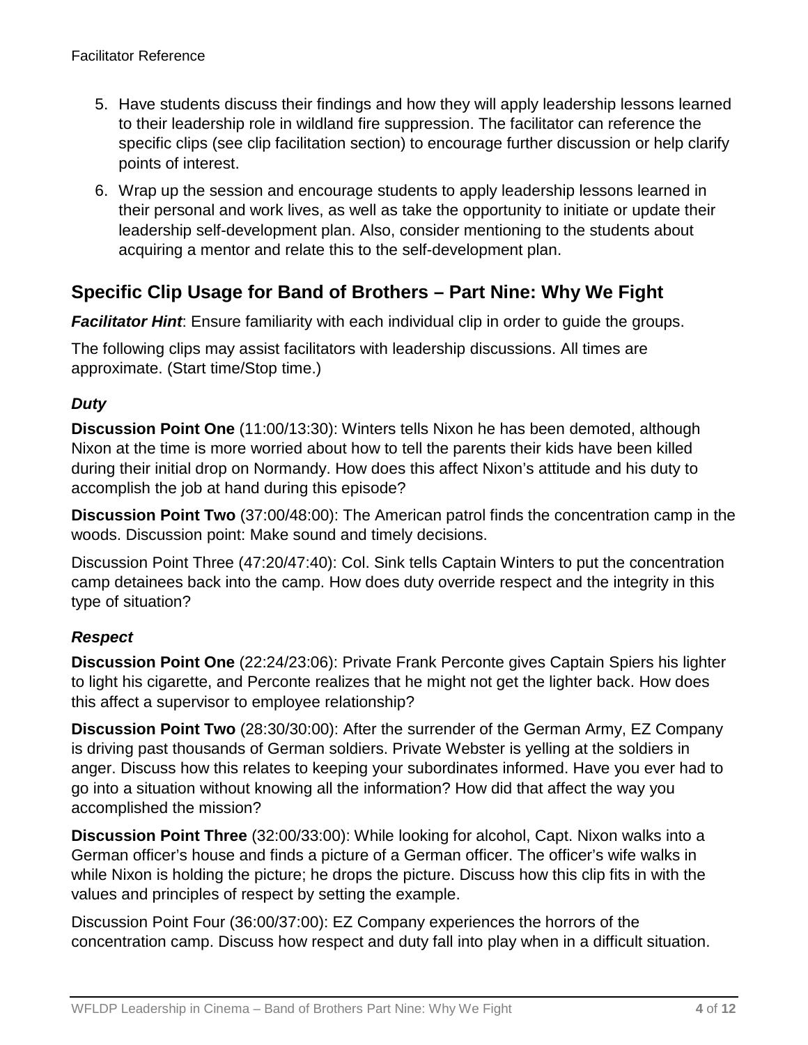5. Have students discuss their findings and how they will apply leadership lessons learned to their leadership role in wildland fire suppression. The facilitator can reference the specific clips (see clip facilitation section) to encourage further discussion or help clarify points of interest.
6. Wrap up the session and encourage students to apply leadership lessons learned in their personal and work lives, as well as take the opportunity to initiate or update their leadership self-development plan. Also, consider mentioning to the students about acquiring a mentor and relate this to the self-development plan.

## Specific Clip Usage for Band of Brothers – Part Nine: Why We Fight

***Facilitator Hint***: Ensure familiarity with each individual clip in order to guide the groups.

The following clips may assist facilitators with leadership discussions. All times are approximate. (Start time/Stop time.)

### *Duty*

**Discussion Point One** (11:00/13:30): Winters tells Nixon he has been demoted, although Nixon at the time is more worried about how to tell the parents their kids have been killed during their initial drop on Normandy. How does this affect Nixon's attitude and his duty to accomplish the job at hand during this episode?

**Discussion Point Two** (37:00/48:00): The American patrol finds the concentration camp in the woods. Discussion point: Make sound and timely decisions.

Discussion Point Three (47:20/47:40): Col. Sink tells Captain Winters to put the concentration camp detainees back into the camp. How does duty override respect and the integrity in this type of situation?

### *Respect*

**Discussion Point One** (22:24/23:06): Private Frank Perconte gives Captain Spiers his lighter to light his cigarette, and Perconte realizes that he might not get the lighter back. How does this affect a supervisor to employee relationship?

**Discussion Point Two** (28:30/30:00): After the surrender of the German Army, EZ Company is driving past thousands of German soldiers. Private Webster is yelling at the soldiers in anger. Discuss how this relates to keeping your subordinates informed. Have you ever had to go into a situation without knowing all the information? How did that affect the way you accomplished the mission?

**Discussion Point Three** (32:00/33:00): While looking for alcohol, Capt. Nixon walks into a German officer's house and finds a picture of a German officer. The officer's wife walks in while Nixon is holding the picture; he drops the picture. Discuss how this clip fits in with the values and principles of respect by setting the example.

Discussion Point Four (36:00/37:00): EZ Company experiences the horrors of the concentration camp. Discuss how respect and duty fall into play when in a difficult situation.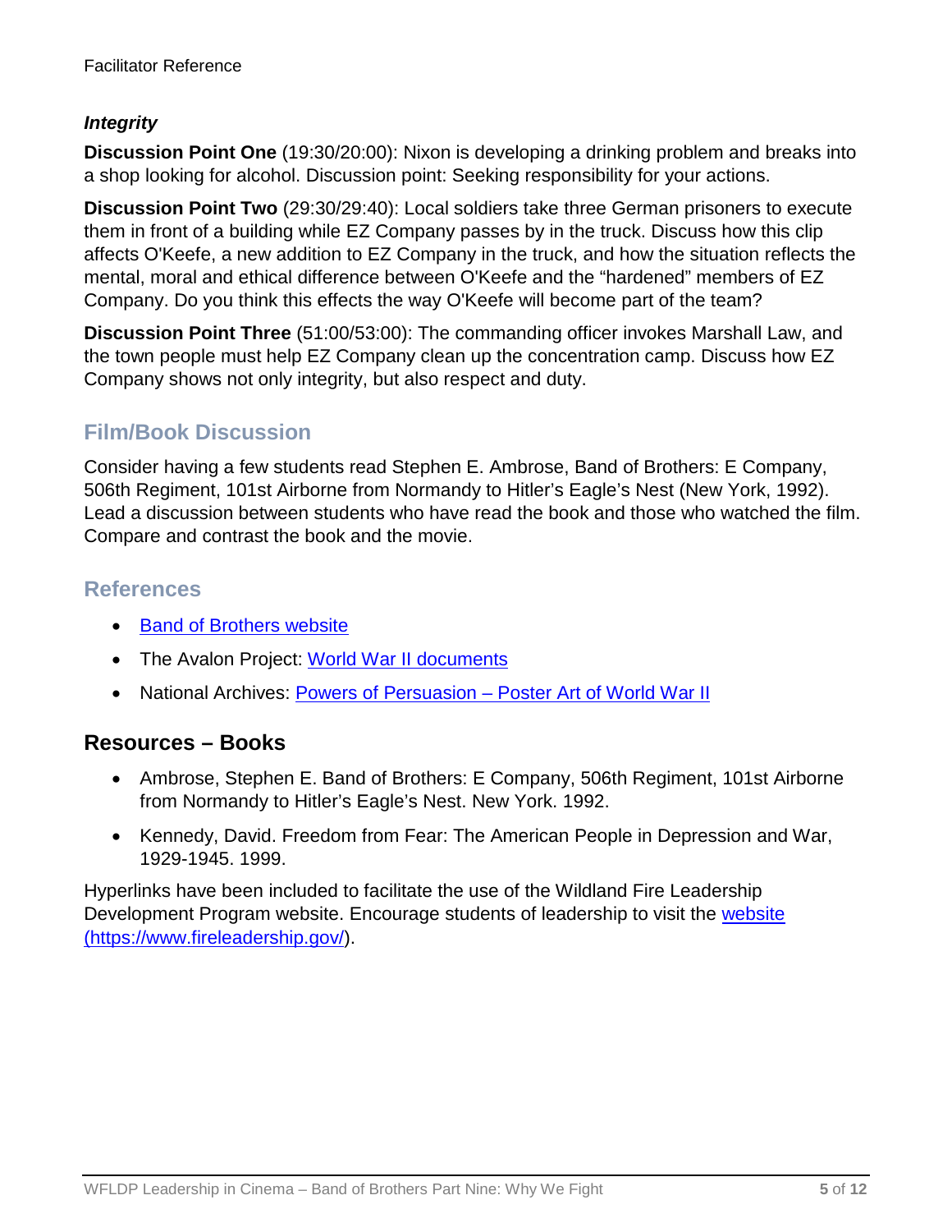### *Integrity*

**Discussion Point One** (19:30/20:00): Nixon is developing a drinking problem and breaks into a shop looking for alcohol. Discussion point: Seeking responsibility for your actions.

**Discussion Point Two** (29:30/29:40): Local soldiers take three German prisoners to execute them in front of a building while EZ Company passes by in the truck. Discuss how this clip affects O'Keefe, a new addition to EZ Company in the truck, and how the situation reflects the mental, moral and ethical difference between O'Keefe and the "hardened" members of EZ Company. Do you think this effects the way O'Keefe will become part of the team?

**Discussion Point Three** (51:00/53:00): The commanding officer invokes Marshall Law, and the town people must help EZ Company clean up the concentration camp. Discuss how EZ Company shows not only integrity, but also respect and duty.

## Film/Book Discussion

Consider having a few students read Stephen E. Ambrose, Band of Brothers: E Company, 506th Regiment, 101st Airborne from Normandy to Hitler's Eagle's Nest (New York, 1992). Lead a discussion between students who have read the book and those who watched the film. Compare and contrast the book and the movie.

## References

- Band of Brothers website
- The Avalon Project: World War II documents
- National Archives: Powers of Persuasion – Poster Art of World War II

## Resources – Books

- Ambrose, Stephen E. Band of Brothers: E Company, 506th Regiment, 101st Airborne from Normandy to Hitler's Eagle's Nest. New York. 1992.
- Kennedy, David. Freedom from Fear: The American People in Depression and War, 1929-1945. 1999.

Hyperlinks have been included to facilitate the use of the Wildland Fire Leadership Development Program website. Encourage students of leadership to visit the website (https://www.fireleadership.gov/).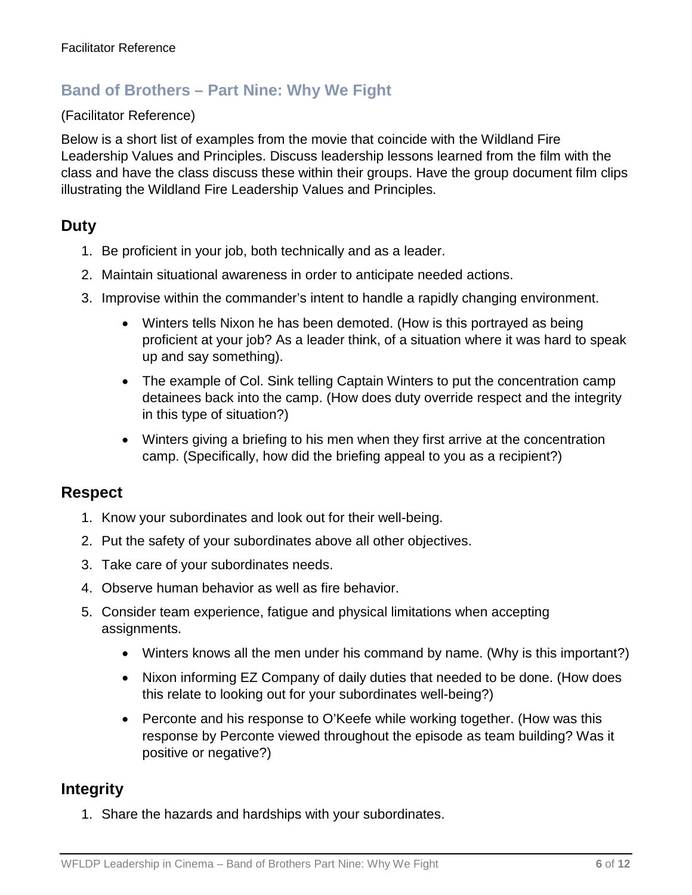## Band of Brothers – Part Nine: Why We Fight

(Facilitator Reference)

Below is a short list of examples from the movie that coincide with the Wildland Fire Leadership Values and Principles. Discuss leadership lessons learned from the film with the class and have the class discuss these within their groups. Have the group document film clips illustrating the Wildland Fire Leadership Values and Principles.

### Duty

1. Be proficient in your job, both technically and as a leader.
2. Maintain situational awareness in order to anticipate needed actions.
3. Improvise within the commander's intent to handle a rapidly changing environment.
    - Winters tells Nixon he has been demoted. (How is this portrayed as being proficient at your job? As a leader think, of a situation where it was hard to speak up and say something).
    - The example of Col. Sink telling Captain Winters to put the concentration camp detainees back into the camp. (How does duty override respect and the integrity in this type of situation?)
    - Winters giving a briefing to his men when they first arrive at the concentration camp. (Specifically, how did the briefing appeal to you as a recipient?)

### Respect

1. Know your subordinates and look out for their well-being.
2. Put the safety of your subordinates above all other objectives.
3. Take care of your subordinates needs.
4. Observe human behavior as well as fire behavior.
5. Consider team experience, fatigue and physical limitations when accepting assignments.
    - Winters knows all the men under his command by name. (Why is this important?)
    - Nixon informing EZ Company of daily duties that needed to be done. (How does this relate to looking out for your subordinates well-being?)
    - Perconte and his response to O'Keefe while working together. (How was this response by Perconte viewed throughout the episode as team building? Was it positive or negative?)

### Integrity

1. Share the hazards and hardships with your subordinates.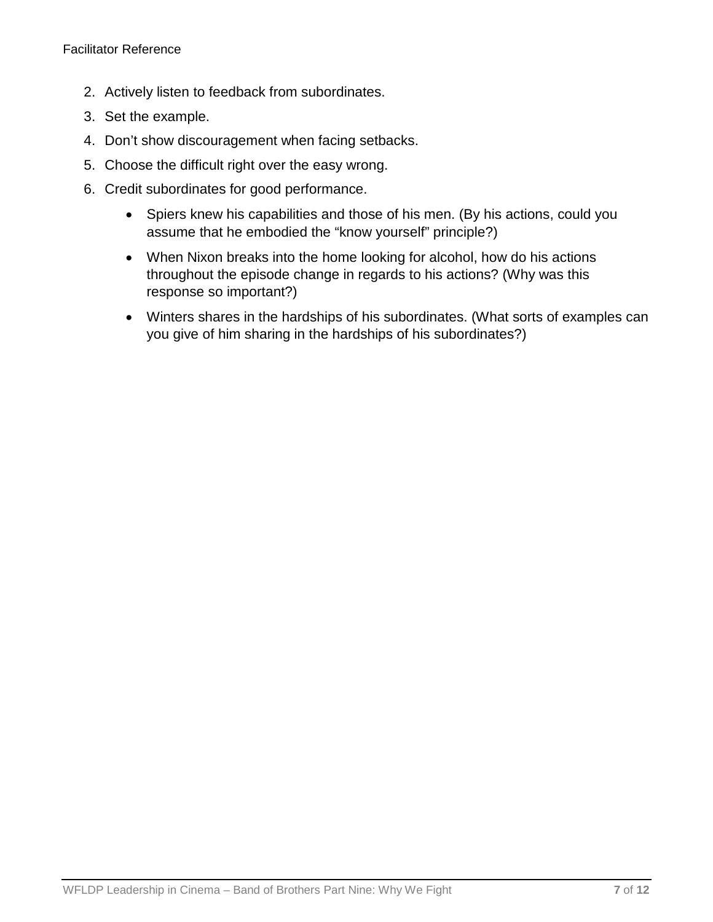2. Actively listen to feedback from subordinates.
3. Set the example.
4. Don't show discouragement when facing setbacks.
5. Choose the difficult right over the easy wrong.
6. Credit subordinates for good performance.

    - Spiers knew his capabilities and those of his men. (By his actions, could you assume that he embodied the "know yourself" principle?)
    - When Nixon breaks into the home looking for alcohol, how do his actions throughout the episode change in regards to his actions? (Why was this response so important?)
    - Winters shares in the hardships of his subordinates. (What sorts of examples can you give of him sharing in the hardships of his subordinates?)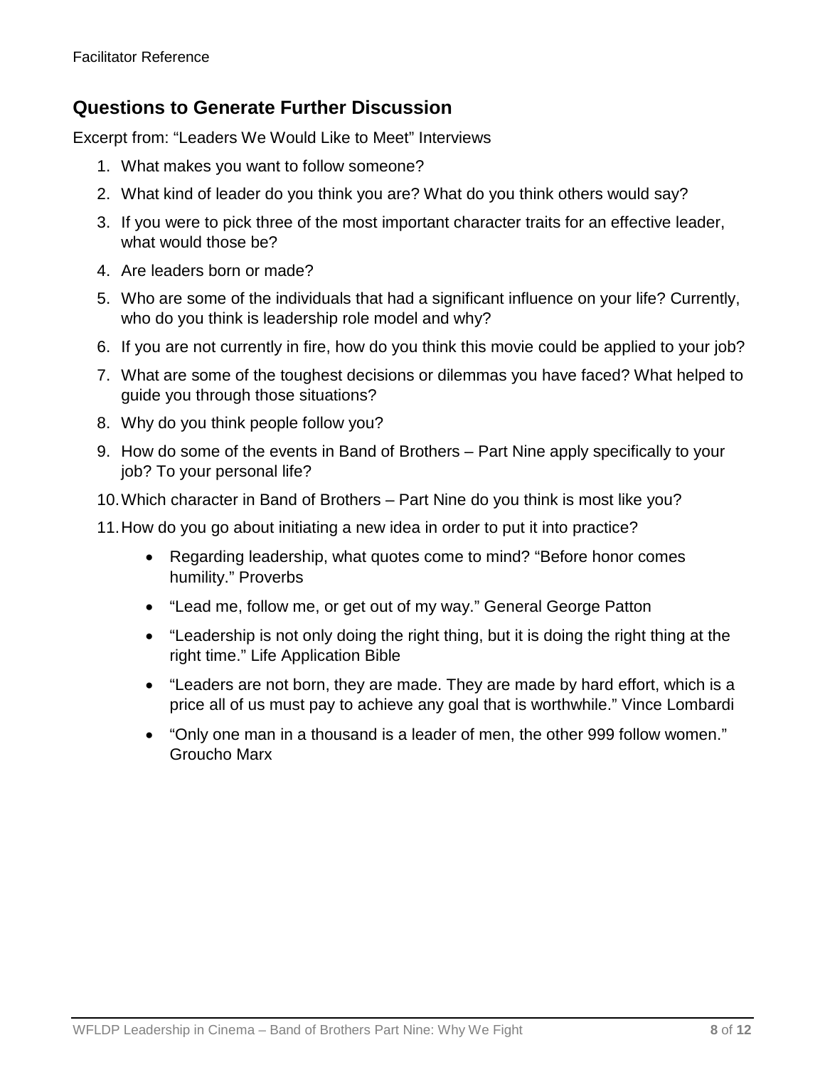## Questions to Generate Further Discussion

Excerpt from: “Leaders We Would Like to Meet” Interviews

1. What makes you want to follow someone?
2. What kind of leader do you think you are? What do you think others would say?
3. If you were to pick three of the most important character traits for an effective leader, what would those be?
4. Are leaders born or made?
5. Who are some of the individuals that had a significant influence on your life? Currently, who do you think is leadership role model and why?
6. If you are not currently in fire, how do you think this movie could be applied to your job?
7. What are some of the toughest decisions or dilemmas you have faced? What helped to guide you through those situations?
8. Why do you think people follow you?
9. How do some of the events in Band of Brothers – Part Nine apply specifically to your job? To your personal life?
10. Which character in Band of Brothers – Part Nine do you think is most like you?
11. How do you go about initiating a new idea in order to put it into practice?
    - Regarding leadership, what quotes come to mind? “Before honor comes humility.” Proverbs
    - “Lead me, follow me, or get out of my way.” General George Patton
    - “Leadership is not only doing the right thing, but it is doing the right thing at the right time.” Life Application Bible
    - “Leaders are not born, they are made. They are made by hard effort, which is a price all of us must pay to achieve any goal that is worthwhile.” Vince Lombardi
    - “Only one man in a thousand is a leader of men, the other 999 follow women.” Groucho Marx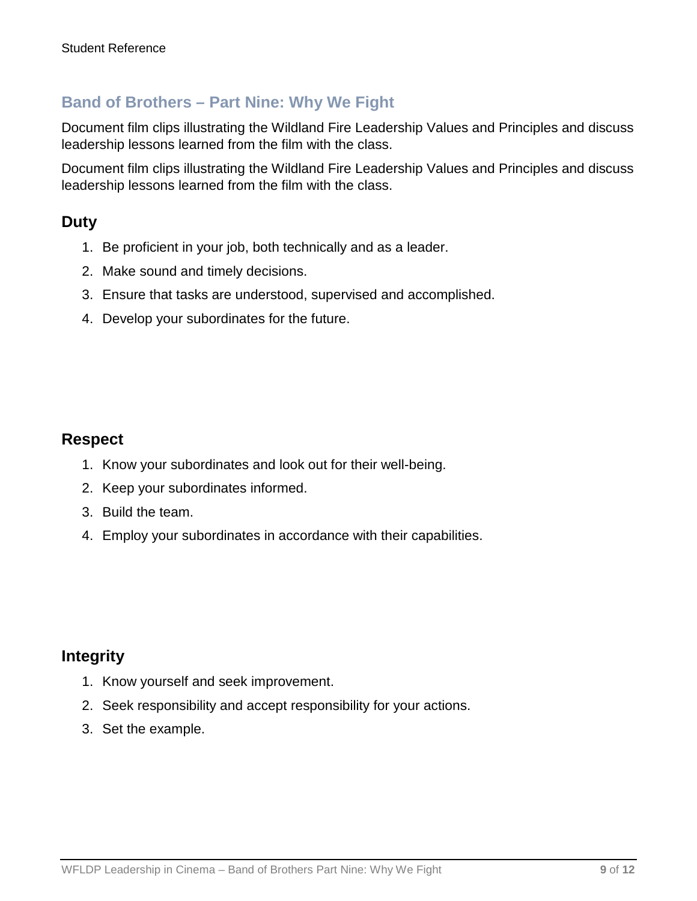## Band of Brothers – Part Nine: Why We Fight

Document film clips illustrating the Wildland Fire Leadership Values and Principles and discuss leadership lessons learned from the film with the class.

Document film clips illustrating the Wildland Fire Leadership Values and Principles and discuss leadership lessons learned from the film with the class.

### Duty

1. Be proficient in your job, both technically and as a leader.
2. Make sound and timely decisions.
3. Ensure that tasks are understood, supervised and accomplished.
4. Develop your subordinates for the future.

### Respect

1. Know your subordinates and look out for their well-being.
2. Keep your subordinates informed.
3. Build the team.
4. Employ your subordinates in accordance with their capabilities.

### Integrity

1. Know yourself and seek improvement.
2. Seek responsibility and accept responsibility for your actions.
3. Set the example.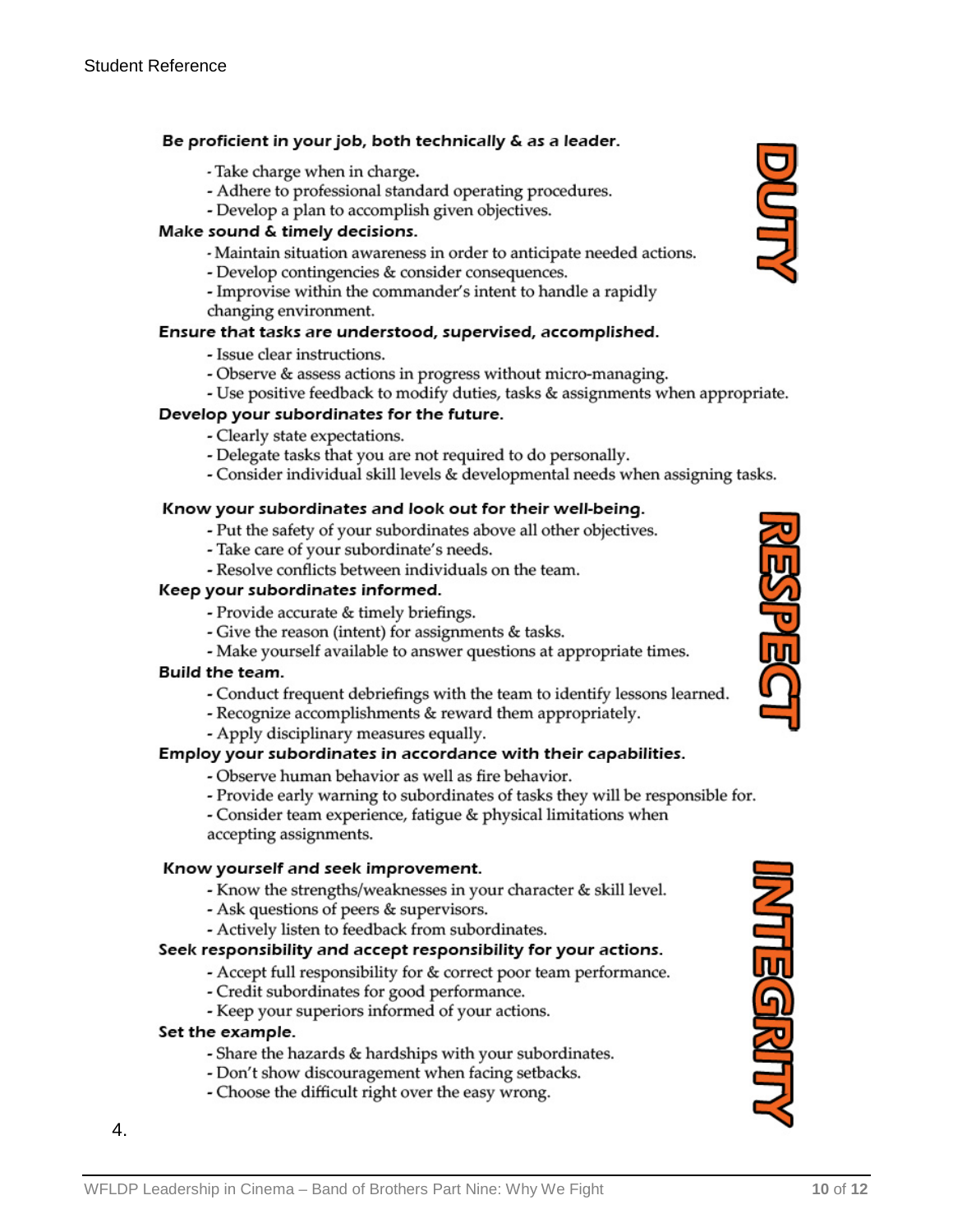Student Reference

## DUTY

**Be proficient in your job, both technically & as a leader.**

- Take charge when in charge.
- Adhere to professional standard operating procedures.
- Develop a plan to accomplish given objectives.

***Make sound & timely decisions.***

- Maintain situation awareness in order to anticipate needed actions.
- Develop contingencies & consider consequences.
- Improvise within the commander's intent to handle a rapidly changing environment.

***Ensure that tasks are understood, supervised, accomplished.***

- Issue clear instructions.
- Observe & assess actions in progress without micro-managing.
- Use positive feedback to modify duties, tasks & assignments when appropriate.

***Develop your subordinates for the future.***

- Clearly state expectations.
- Delegate tasks that you are not required to do personally.
- Consider individual skill levels & developmental needs when assigning tasks.

## RESPECT

***Know your subordinates and look out for their well-being.***

- Put the safety of your subordinates above all other objectives.
- Take care of your subordinate's needs.
- Resolve conflicts between individuals on the team.

***Keep your subordinates informed.***

- Provide accurate & timely briefings.
- Give the reason (intent) for assignments & tasks.
- Make yourself available to answer questions at appropriate times.

***Build the team.***

- Conduct frequent debriefings with the team to identify lessons learned.
- Recognize accomplishments & reward them appropriately.
- Apply disciplinary measures equally.

***Employ your subordinates in accordance with their capabilities.***

- Observe human behavior as well as fire behavior.
- Provide early warning to subordinates of tasks they will be responsible for.
- Consider team experience, fatigue & physical limitations when accepting assignments.

## INTEGRITY

***Know yourself and seek improvement.***

- Know the strengths/weaknesses in your character & skill level.
- Ask questions of peers & supervisors.
- Actively listen to feedback from subordinates.

***Seek responsibility and accept responsibility for your actions.***

- Accept full responsibility for & correct poor team performance.
- Credit subordinates for good performance.
- Keep your superiors informed of your actions.

***Set the example.***

- Share the hazards & hardships with your subordinates.
- Don't show discouragement when facing setbacks.
- Choose the difficult right over the easy wrong.

4.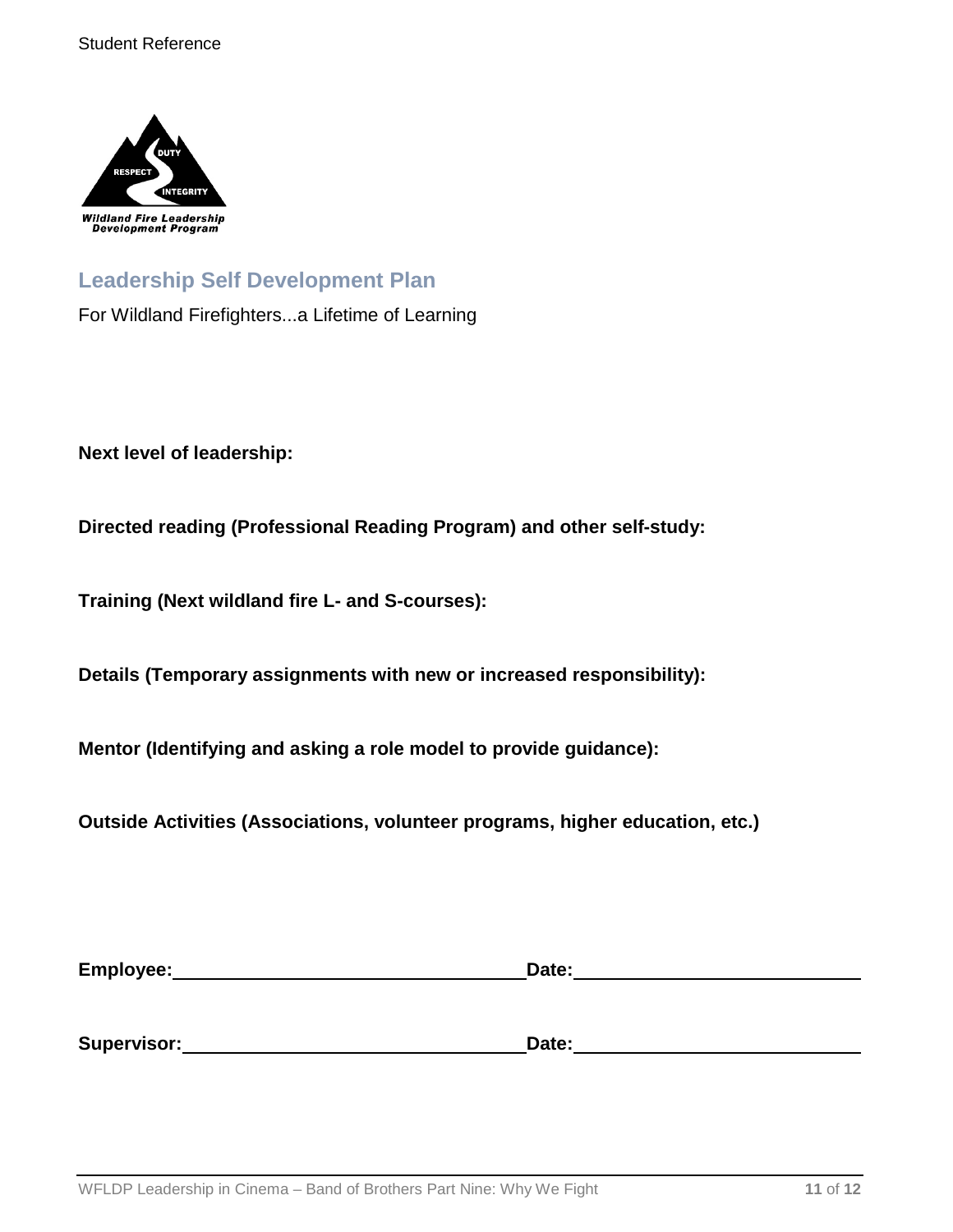## Leadership Self Development Plan

For Wildland Firefighters...a Lifetime of Learning

**Next level of leadership:**

**Directed reading (Professional Reading Program) and other self-study:**

**Training (Next wildland fire L- and S-courses):**

**Details (Temporary assignments with new or increased responsibility):**

**Mentor (Identifying and asking a role model to provide guidance):**

**Outside Activities (Associations, volunteer programs, higher education, etc.)**

**Employee:** ________________________________ **Date:** ___________________________

**Supervisor:** ______________________________ **Date:** ___________________________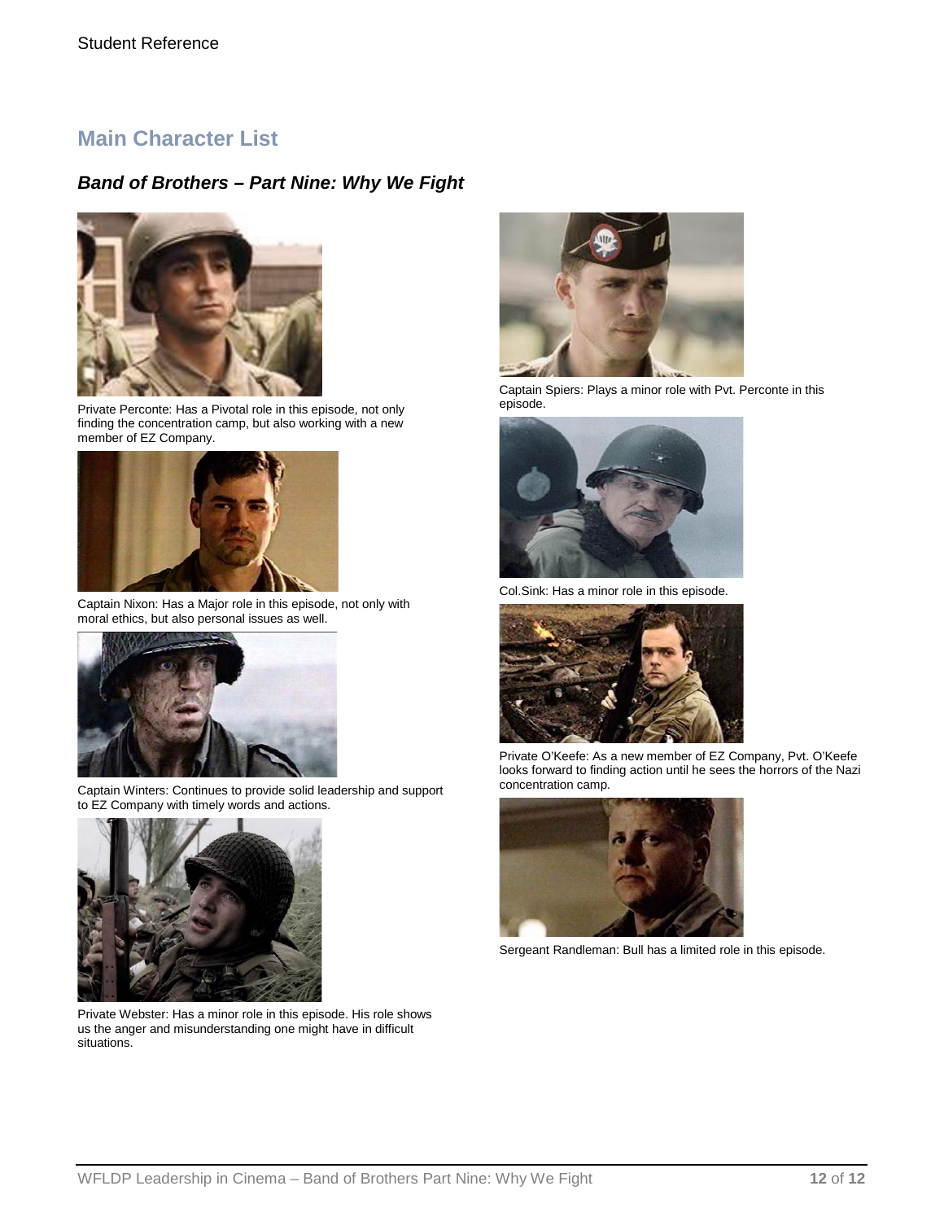## Main Character List

### *Band of Brothers – Part Nine: Why We Fight*

Private Perconte: Has a Pivotal role in this episode, not only finding the concentration camp, but also working with a new member of EZ Company.

Captain Nixon: Has a Major role in this episode, not only with moral ethics, but also personal issues as well.

Captain Winters: Continues to provide solid leadership and support to EZ Company with timely words and actions.

Private Webster: Has a minor role in this episode. His role shows us the anger and misunderstanding one might have in difficult situations.

Captain Spiers: Plays a minor role with Pvt. Perconte in this episode.

Col.Sink: Has a minor role in this episode.

Private O'Keefe: As a new member of EZ Company, Pvt. O'Keefe looks forward to finding action until he sees the horrors of the Nazi concentration camp.

Sergeant Randleman: Bull has a limited role in this episode.